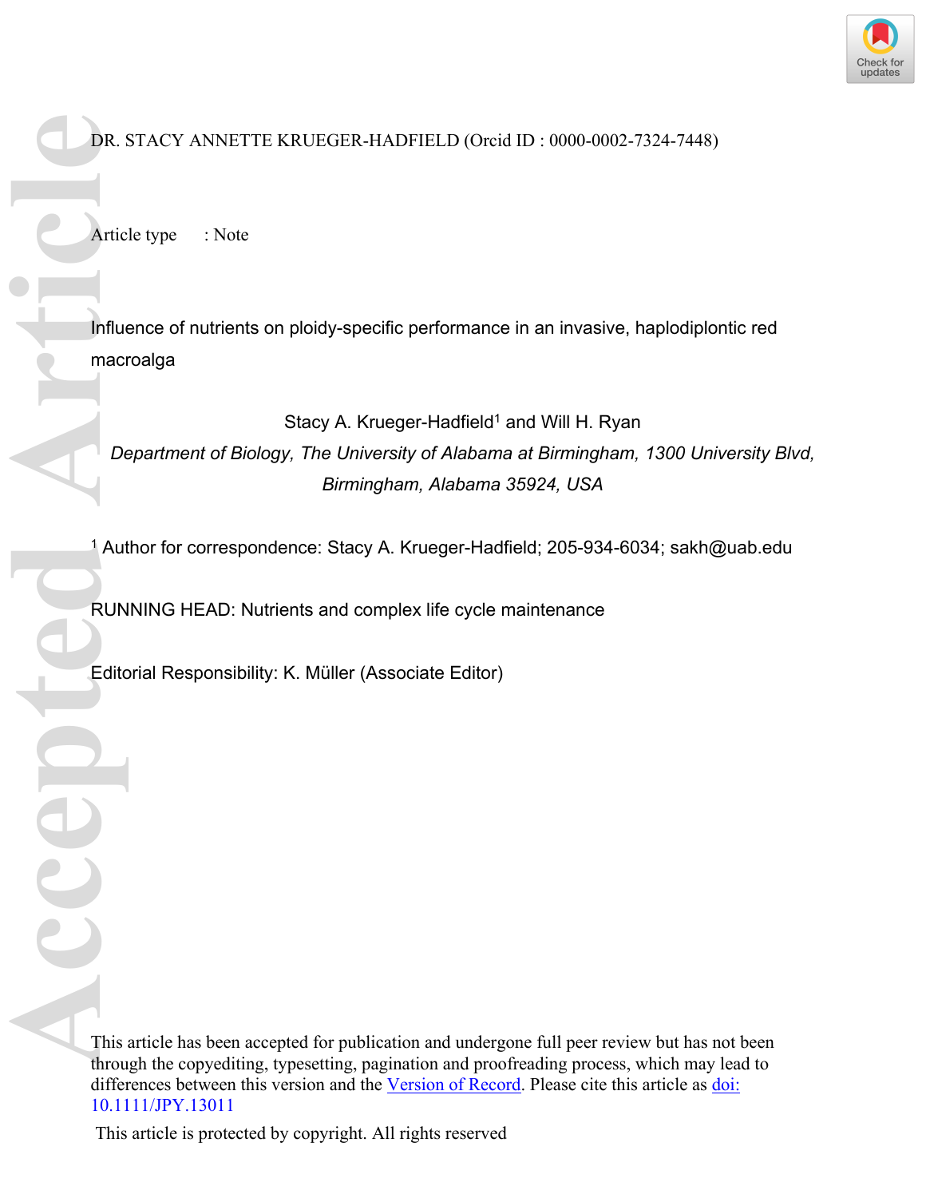DR. STACY ANNETTE KRUEGER-HADFIELD (Orcid ID : 0000-0002-7324-7448)

Article type : Note

# Influence of nutrients on ploidy-specific performance in an invasive, haplodiplontic red macroalga

Stacy A. Krueger-Hadfield[1] and Will H. Ryan

*Department of Biology, The University of Alabama at Birmingham, 1300 University Blvd, Birmingham, Alabama 35924, USA*

[1] Author for correspondence: Stacy A. Krueger-Hadfield; 205-934-6034; sakh@uab.edu

RUNNING HEAD: Nutrients and complex life cycle maintenance

Editorial Responsibility: K. Müller (Associate Editor)

This article has been accepted for publication and undergone full peer review but has not been through the copyediting, typesetting, pagination and proofreading process, which may lead to differences between this version and the Version of Record. Please cite this article as doi: 10.1111/JPY.13011

This article is protected by copyright. All rights reserved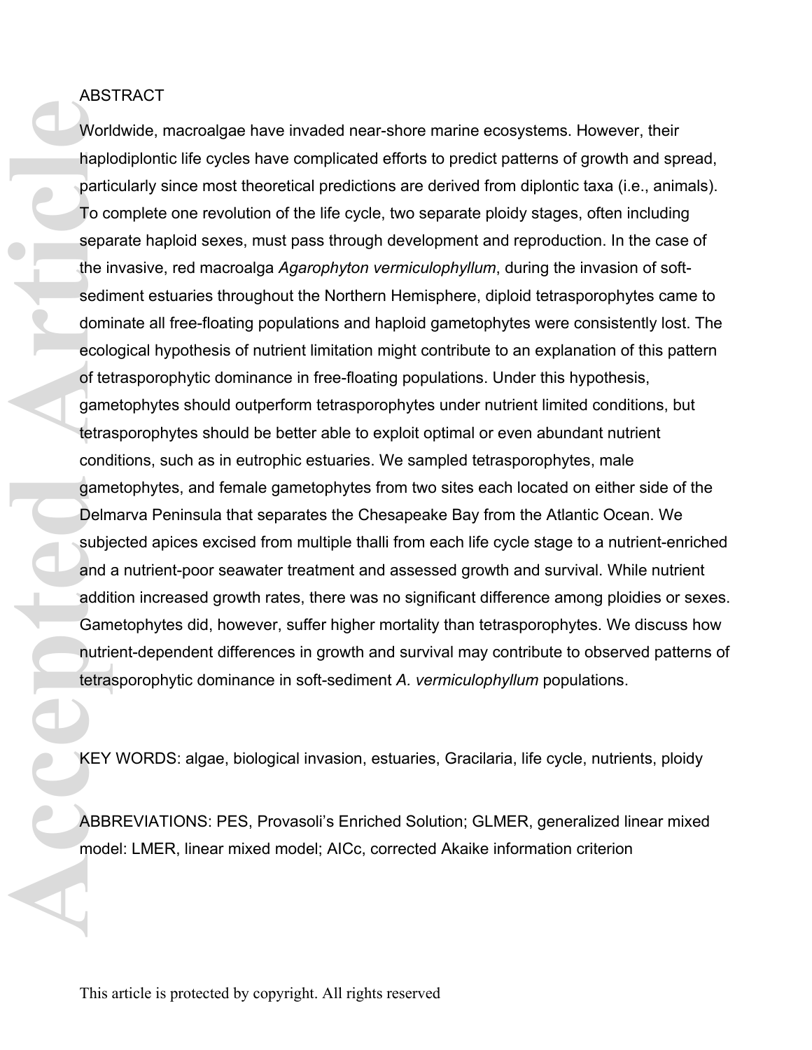## ABSTRACT

Worldwide, macroalgae have invaded near-shore marine ecosystems. However, their haplodiplontic life cycles have complicated efforts to predict patterns of growth and spread, particularly since most theoretical predictions are derived from diplontic taxa (i.e., animals). To complete one revolution of the life cycle, two separate ploidy stages, often including separate haploid sexes, must pass through development and reproduction. In the case of the invasive, red macroalga *Agarophyton vermiculophyllum*, during the invasion of soft-sediment estuaries throughout the Northern Hemisphere, diploid tetrasporophytes came to dominate all free-floating populations and haploid gametophytes were consistently lost. The ecological hypothesis of nutrient limitation might contribute to an explanation of this pattern of tetrasporophytic dominance in free-floating populations. Under this hypothesis, gametophytes should outperform tetrasporophytes under nutrient limited conditions, but tetrasporophytes should be better able to exploit optimal or even abundant nutrient conditions, such as in eutrophic estuaries. We sampled tetrasporophytes, male gametophytes, and female gametophytes from two sites each located on either side of the Delmarva Peninsula that separates the Chesapeake Bay from the Atlantic Ocean. We subjected apices excised from multiple thalli from each life cycle stage to a nutrient-enriched and a nutrient-poor seawater treatment and assessed growth and survival. While nutrient addition increased growth rates, there was no significant difference among ploidies or sexes. Gametophytes did, however, suffer higher mortality than tetrasporophytes. We discuss how nutrient-dependent differences in growth and survival may contribute to observed patterns of tetrasporophytic dominance in soft-sediment *A. vermiculophyllum* populations.

KEY WORDS: algae, biological invasion, estuaries, Gracilaria, life cycle, nutrients, ploidy

ABBREVIATIONS: PES, Provasoli's Enriched Solution; GLMER, generalized linear mixed model: LMER, linear mixed model; AICc, corrected Akaike information criterion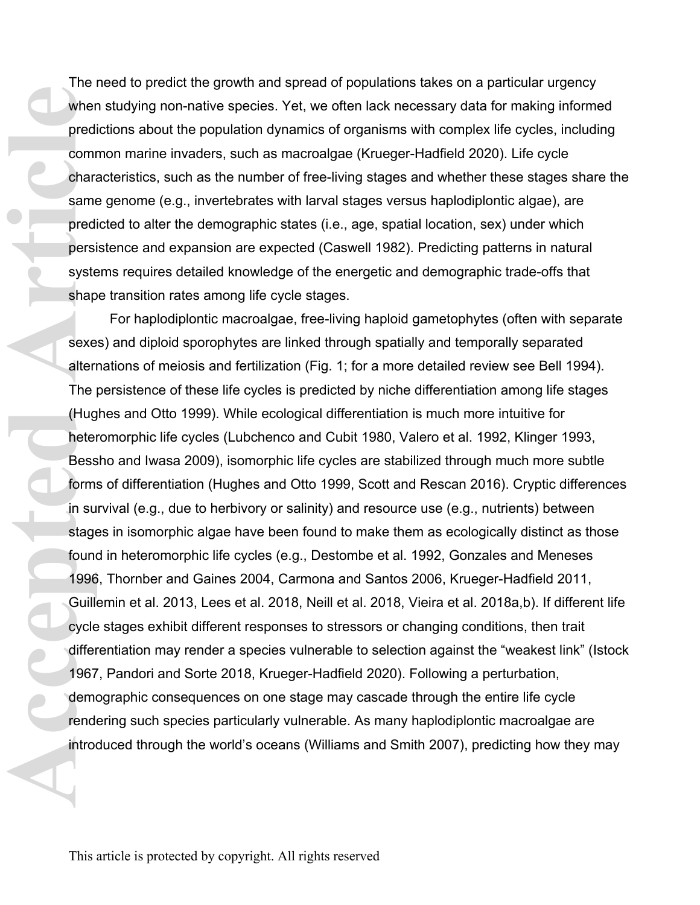The need to predict the growth and spread of populations takes on a particular urgency when studying non-native species. Yet, we often lack necessary data for making informed predictions about the population dynamics of organisms with complex life cycles, including common marine invaders, such as macroalgae (Krueger-Hadfield 2020). Life cycle characteristics, such as the number of free-living stages and whether these stages share the same genome (e.g., invertebrates with larval stages versus haplodiplontic algae), are predicted to alter the demographic states (i.e., age, spatial location, sex) under which persistence and expansion are expected (Caswell 1982). Predicting patterns in natural systems requires detailed knowledge of the energetic and demographic trade-offs that shape transition rates among life cycle stages.

For haplodiplontic macroalgae, free-living haploid gametophytes (often with separate sexes) and diploid sporophytes are linked through spatially and temporally separated alternations of meiosis and fertilization (Fig. 1; for a more detailed review see Bell 1994). The persistence of these life cycles is predicted by niche differentiation among life stages (Hughes and Otto 1999). While ecological differentiation is much more intuitive for heteromorphic life cycles (Lubchenco and Cubit 1980, Valero et al. 1992, Klinger 1993, Bessho and Iwasa 2009), isomorphic life cycles are stabilized through much more subtle forms of differentiation (Hughes and Otto 1999, Scott and Rescan 2016). Cryptic differences in survival (e.g., due to herbivory or salinity) and resource use (e.g., nutrients) between stages in isomorphic algae have been found to make them as ecologically distinct as those found in heteromorphic life cycles (e.g., Destombe et al. 1992, Gonzales and Meneses 1996, Thornber and Gaines 2004, Carmona and Santos 2006, Krueger-Hadfield 2011, Guillemin et al. 2013, Lees et al. 2018, Neill et al. 2018, Vieira et al. 2018a,b). If different life cycle stages exhibit different responses to stressors or changing conditions, then trait differentiation may render a species vulnerable to selection against the "weakest link" (Istock 1967, Pandori and Sorte 2018, Krueger-Hadfield 2020). Following a perturbation, demographic consequences on one stage may cascade through the entire life cycle rendering such species particularly vulnerable. As many haplodiplontic macroalgae are introduced through the world's oceans (Williams and Smith 2007), predicting how they may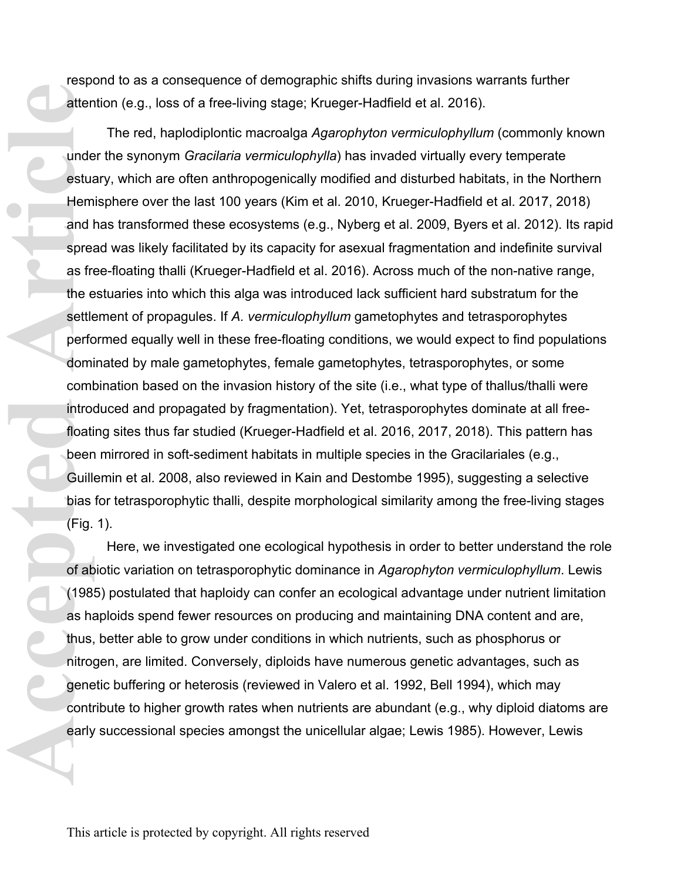respond to as a consequence of demographic shifts during invasions warrants further attention (e.g., loss of a free-living stage; Krueger-Hadfield et al. 2016).

The red, haplodiplontic macroalga *Agarophyton vermiculophyllum* (commonly known under the synonym *Gracilaria vermiculophylla*) has invaded virtually every temperate estuary, which are often anthropogenically modified and disturbed habitats, in the Northern Hemisphere over the last 100 years (Kim et al. 2010, Krueger-Hadfield et al. 2017, 2018) and has transformed these ecosystems (e.g., Nyberg et al. 2009, Byers et al. 2012). Its rapid spread was likely facilitated by its capacity for asexual fragmentation and indefinite survival as free-floating thalli (Krueger-Hadfield et al. 2016). Across much of the non-native range, the estuaries into which this alga was introduced lack sufficient hard substratum for the settlement of propagules. If *A. vermiculophyllum* gametophytes and tetrasporophytes performed equally well in these free-floating conditions, we would expect to find populations dominated by male gametophytes, female gametophytes, tetrasporophytes, or some combination based on the invasion history of the site (i.e., what type of thallus/thalli were introduced and propagated by fragmentation). Yet, tetrasporophytes dominate at all free-floating sites thus far studied (Krueger-Hadfield et al. 2016, 2017, 2018). This pattern has been mirrored in soft-sediment habitats in multiple species in the Gracilariales (e.g., Guillemin et al. 2008, also reviewed in Kain and Destombe 1995), suggesting a selective bias for tetrasporophytic thalli, despite morphological similarity among the free-living stages (Fig. 1).

Here, we investigated one ecological hypothesis in order to better understand the role of abiotic variation on tetrasporophytic dominance in *Agarophyton vermiculophyllum*. Lewis (1985) postulated that haploidy can confer an ecological advantage under nutrient limitation as haploids spend fewer resources on producing and maintaining DNA content and are, thus, better able to grow under conditions in which nutrients, such as phosphorus or nitrogen, are limited. Conversely, diploids have numerous genetic advantages, such as genetic buffering or heterosis (reviewed in Valero et al. 1992, Bell 1994), which may contribute to higher growth rates when nutrients are abundant (e.g., why diploid diatoms are early successional species amongst the unicellular algae; Lewis 1985). However, Lewis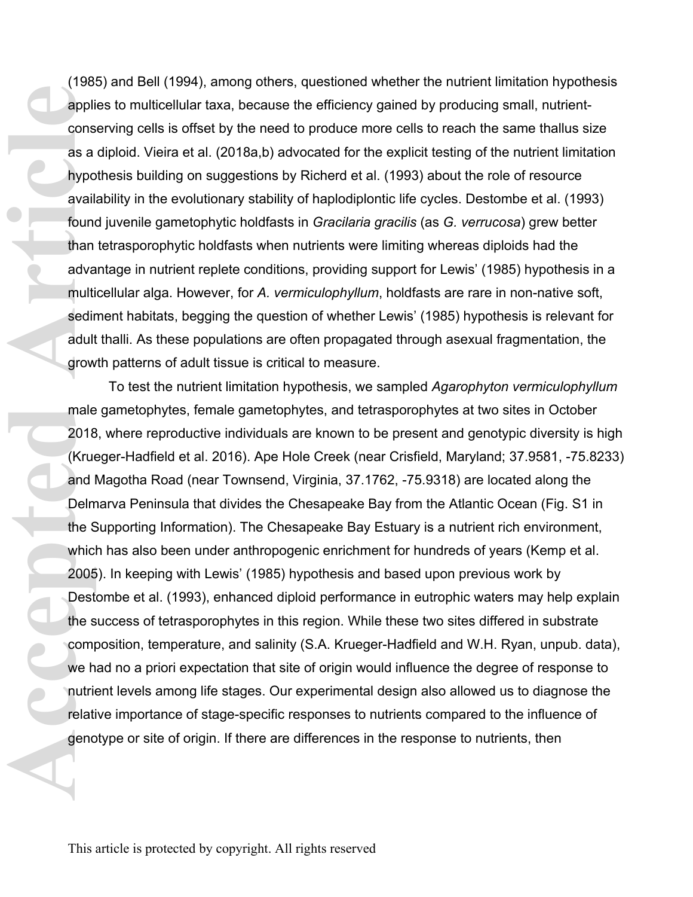(1985) and Bell (1994), among others, questioned whether the nutrient limitation hypothesis applies to multicellular taxa, because the efficiency gained by producing small, nutrient-conserving cells is offset by the need to produce more cells to reach the same thallus size as a diploid. Vieira et al. (2018a,b) advocated for the explicit testing of the nutrient limitation hypothesis building on suggestions by Richerd et al. (1993) about the role of resource availability in the evolutionary stability of haplodiplontic life cycles. Destombe et al. (1993) found juvenile gametophytic holdfasts in *Gracilaria gracilis* (as *G. verrucosa*) grew better than tetrasporophytic holdfasts when nutrients were limiting whereas diploids had the advantage in nutrient replete conditions, providing support for Lewis' (1985) hypothesis in a multicellular alga. However, for *A. vermiculophyllum*, holdfasts are rare in non-native soft, sediment habitats, begging the question of whether Lewis' (1985) hypothesis is relevant for adult thalli. As these populations are often propagated through asexual fragmentation, the growth patterns of adult tissue is critical to measure.

To test the nutrient limitation hypothesis, we sampled *Agarophyton vermiculophyllum* male gametophytes, female gametophytes, and tetrasporophytes at two sites in October 2018, where reproductive individuals are known to be present and genotypic diversity is high (Krueger-Hadfield et al. 2016). Ape Hole Creek (near Crisfield, Maryland; 37.9581, -75.8233) and Magotha Road (near Townsend, Virginia, 37.1762, -75.9318) are located along the Delmarva Peninsula that divides the Chesapeake Bay from the Atlantic Ocean (Fig. S1 in the Supporting Information). The Chesapeake Bay Estuary is a nutrient rich environment, which has also been under anthropogenic enrichment for hundreds of years (Kemp et al. 2005). In keeping with Lewis' (1985) hypothesis and based upon previous work by Destombe et al. (1993), enhanced diploid performance in eutrophic waters may help explain the success of tetrasporophytes in this region. While these two sites differed in substrate composition, temperature, and salinity (S.A. Krueger-Hadfield and W.H. Ryan, unpub. data), we had no a priori expectation that site of origin would influence the degree of response to nutrient levels among life stages. Our experimental design also allowed us to diagnose the relative importance of stage-specific responses to nutrients compared to the influence of genotype or site of origin. If there are differences in the response to nutrients, then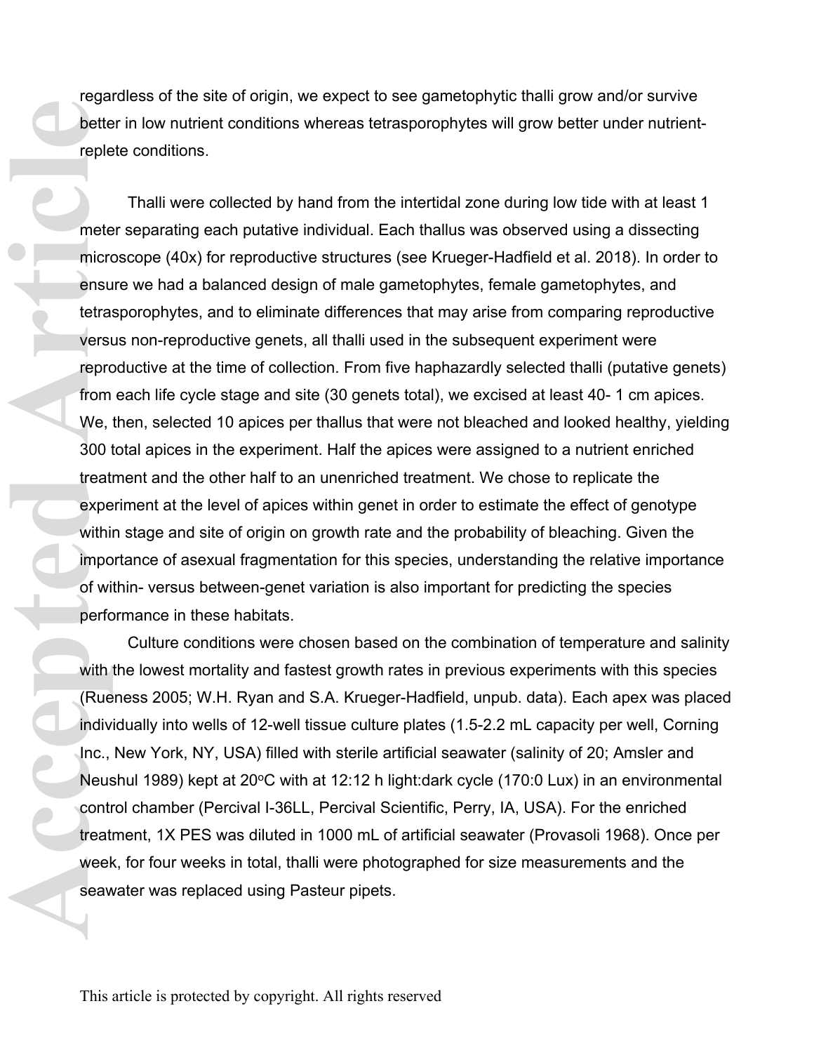regardless of the site of origin, we expect to see gametophytic thalli grow and/or survive better in low nutrient conditions whereas tetrasporophytes will grow better under nutrient-replete conditions.

Thalli were collected by hand from the intertidal zone during low tide with at least 1 meter separating each putative individual. Each thallus was observed using a dissecting microscope (40x) for reproductive structures (see Krueger-Hadfield et al. 2018). In order to ensure we had a balanced design of male gametophytes, female gametophytes, and tetrasporophytes, and to eliminate differences that may arise from comparing reproductive versus non-reproductive genets, all thalli used in the subsequent experiment were reproductive at the time of collection. From five haphazardly selected thalli (putative genets) from each life cycle stage and site (30 genets total), we excised at least 40- 1 cm apices. We, then, selected 10 apices per thallus that were not bleached and looked healthy, yielding 300 total apices in the experiment. Half the apices were assigned to a nutrient enriched treatment and the other half to an unenriched treatment. We chose to replicate the experiment at the level of apices within genet in order to estimate the effect of genotype within stage and site of origin on growth rate and the probability of bleaching. Given the importance of asexual fragmentation for this species, understanding the relative importance of within- versus between-genet variation is also important for predicting the species performance in these habitats.

Culture conditions were chosen based on the combination of temperature and salinity with the lowest mortality and fastest growth rates in previous experiments with this species (Rueness 2005; W.H. Ryan and S.A. Krueger-Hadfield, unpub. data). Each apex was placed individually into wells of 12-well tissue culture plates (1.5-2.2 mL capacity per well, Corning Inc., New York, NY, USA) filled with sterile artificial seawater (salinity of 20; Amsler and Neushul 1989) kept at 20°C with at 12:12 h light:dark cycle (170:0 Lux) in an environmental control chamber (Percival I-36LL, Percival Scientific, Perry, IA, USA). For the enriched treatment, 1X PES was diluted in 1000 mL of artificial seawater (Provasoli 1968). Once per week, for four weeks in total, thalli were photographed for size measurements and the seawater was replaced using Pasteur pipets.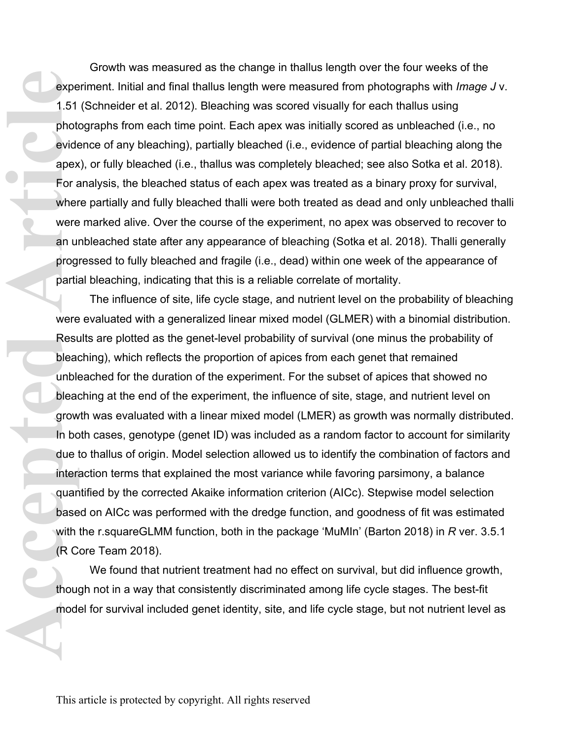Growth was measured as the change in thallus length over the four weeks of the experiment. Initial and final thallus length were measured from photographs with *Image J* v. 1.51 (Schneider et al. 2012). Bleaching was scored visually for each thallus using photographs from each time point. Each apex was initially scored as unbleached (i.e., no evidence of any bleaching), partially bleached (i.e., evidence of partial bleaching along the apex), or fully bleached (i.e., thallus was completely bleached; see also Sotka et al. 2018). For analysis, the bleached status of each apex was treated as a binary proxy for survival, where partially and fully bleached thalli were both treated as dead and only unbleached thalli were marked alive. Over the course of the experiment, no apex was observed to recover to an unbleached state after any appearance of bleaching (Sotka et al. 2018). Thalli generally progressed to fully bleached and fragile (i.e., dead) within one week of the appearance of partial bleaching, indicating that this is a reliable correlate of mortality.

The influence of site, life cycle stage, and nutrient level on the probability of bleaching were evaluated with a generalized linear mixed model (GLMER) with a binomial distribution. Results are plotted as the genet-level probability of survival (one minus the probability of bleaching), which reflects the proportion of apices from each genet that remained unbleached for the duration of the experiment. For the subset of apices that showed no bleaching at the end of the experiment, the influence of site, stage, and nutrient level on growth was evaluated with a linear mixed model (LMER) as growth was normally distributed. In both cases, genotype (genet ID) was included as a random factor to account for similarity due to thallus of origin. Model selection allowed us to identify the combination of factors and interaction terms that explained the most variance while favoring parsimony, a balance quantified by the corrected Akaike information criterion (AICc). Stepwise model selection based on AICc was performed with the dredge function, and goodness of fit was estimated with the r.squareGLMM function, both in the package 'MuMIn' (Barton 2018) in *R* ver. 3.5.1 (R Core Team 2018).

We found that nutrient treatment had no effect on survival, but did influence growth, though not in a way that consistently discriminated among life cycle stages. The best-fit model for survival included genet identity, site, and life cycle stage, but not nutrient level as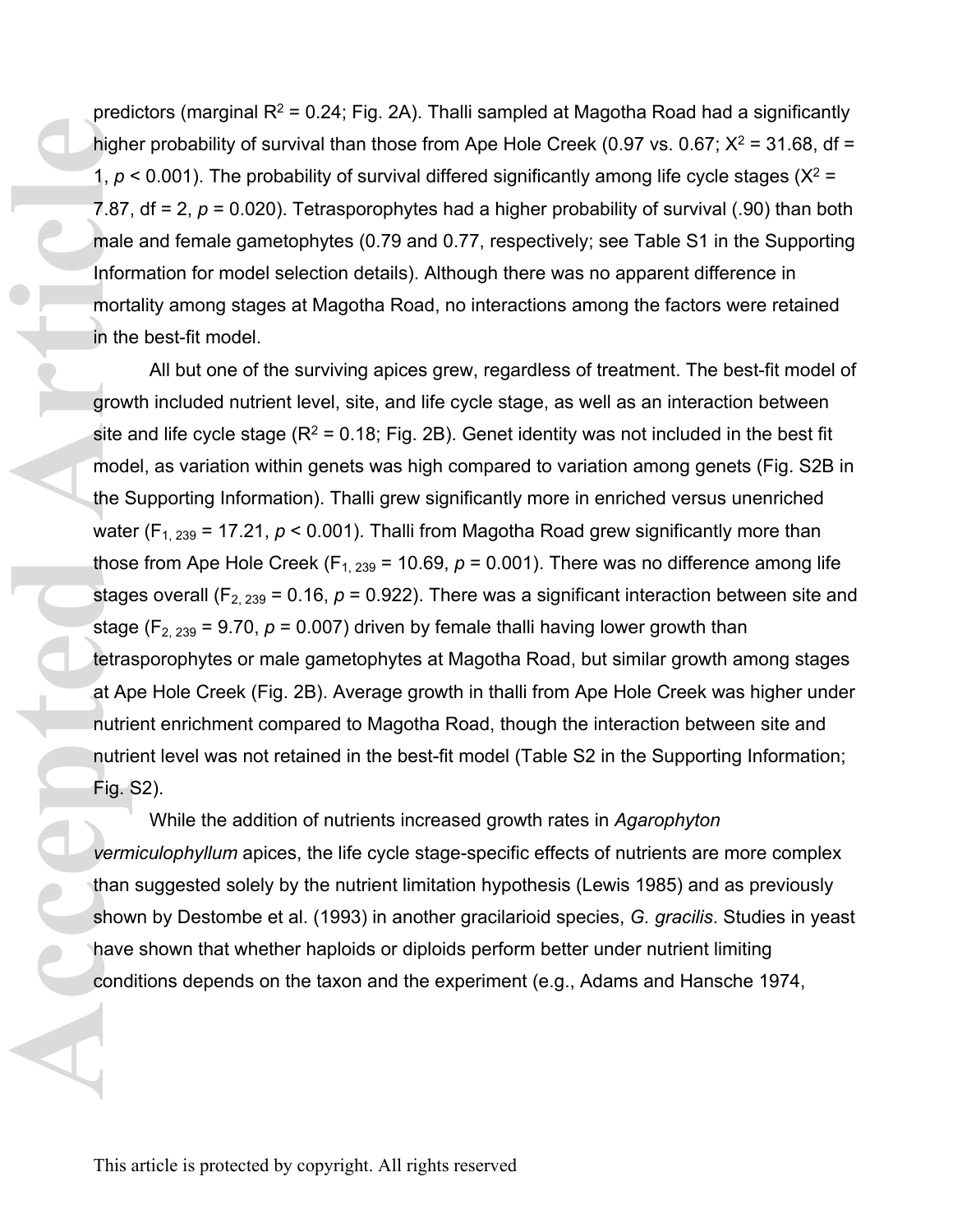predictors (marginal $R^2 = 0.24$; Fig. 2A). Thalli sampled at Magotha Road had a significantly higher probability of survival than those from Ape Hole Creek (0.97 vs. 0.67; $X^2 = 31.68$, df = 1, $p < 0.001$). The probability of survival differed significantly among life cycle stages ($X^2 = 7.87$, df = 2, $p = 0.020$). Tetrasporophytes had a higher probability of survival (.90) than both male and female gametophytes (0.79 and 0.77, respectively; see Table S1 in the Supporting Information for model selection details). Although there was no apparent difference in mortality among stages at Magotha Road, no interactions among the factors were retained in the best-fit model.

All but one of the surviving apices grew, regardless of treatment. The best-fit model of growth included nutrient level, site, and life cycle stage, as well as an interaction between site and life cycle stage ($R^2 = 0.18$; Fig. 2B). Genet identity was not included in the best fit model, as variation within genets was high compared to variation among genets (Fig. S2B in the Supporting Information). Thalli grew significantly more in enriched versus unenriched water ($F_{1, 239} = 17.21$, $p < 0.001$). Thalli from Magotha Road grew significantly more than those from Ape Hole Creek ($F_{1, 239} = 10.69$, $p = 0.001$). There was no difference among life stages overall ($F_{2, 239} = 0.16$, $p = 0.922$). There was a significant interaction between site and stage ($F_{2, 239} = 9.70$, $p = 0.007$) driven by female thalli having lower growth than tetrasporophytes or male gametophytes at Magotha Road, but similar growth among stages at Ape Hole Creek (Fig. 2B). Average growth in thalli from Ape Hole Creek was higher under nutrient enrichment compared to Magotha Road, though the interaction between site and nutrient level was not retained in the best-fit model (Table S2 in the Supporting Information; Fig. S2).

While the addition of nutrients increased growth rates in *Agarophyton vermiculophyllum* apices, the life cycle stage-specific effects of nutrients are more complex than suggested solely by the nutrient limitation hypothesis (Lewis 1985) and as previously shown by Destombe et al. (1993) in another gracilarioid species, *G. gracilis*. Studies in yeast have shown that whether haploids or diploids perform better under nutrient limiting conditions depends on the taxon and the experiment (e.g., Adams and Hansche 1974,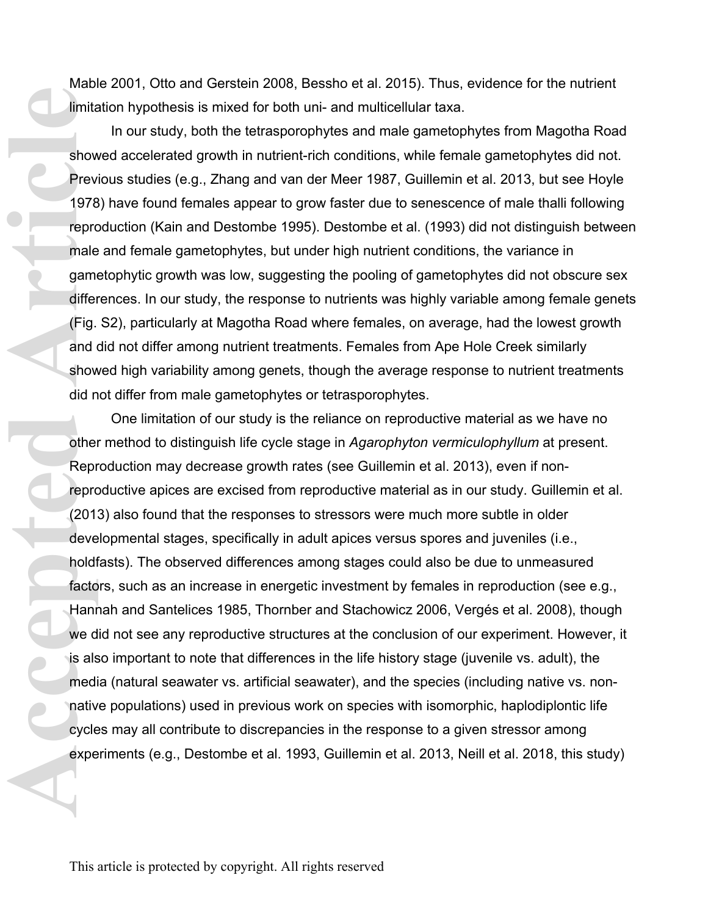Mable 2001, Otto and Gerstein 2008, Bessho et al. 2015). Thus, evidence for the nutrient limitation hypothesis is mixed for both uni- and multicellular taxa.

In our study, both the tetrasporophytes and male gametophytes from Magotha Road showed accelerated growth in nutrient-rich conditions, while female gametophytes did not. Previous studies (e.g., Zhang and van der Meer 1987, Guillemin et al. 2013, but see Hoyle 1978) have found females appear to grow faster due to senescence of male thalli following reproduction (Kain and Destombe 1995). Destombe et al. (1993) did not distinguish between male and female gametophytes, but under high nutrient conditions, the variance in gametophytic growth was low, suggesting the pooling of gametophytes did not obscure sex differences. In our study, the response to nutrients was highly variable among female genets (Fig. S2), particularly at Magotha Road where females, on average, had the lowest growth and did not differ among nutrient treatments. Females from Ape Hole Creek similarly showed high variability among genets, though the average response to nutrient treatments did not differ from male gametophytes or tetrasporophytes.

One limitation of our study is the reliance on reproductive material as we have no other method to distinguish life cycle stage in *Agarophyton vermiculophyllum* at present. Reproduction may decrease growth rates (see Guillemin et al. 2013), even if non-reproductive apices are excised from reproductive material as in our study. Guillemin et al. (2013) also found that the responses to stressors were much more subtle in older developmental stages, specifically in adult apices versus spores and juveniles (i.e., holdfasts). The observed differences among stages could also be due to unmeasured factors, such as an increase in energetic investment by females in reproduction (see e.g., Hannah and Santelices 1985, Thornber and Stachowicz 2006, Vergés et al. 2008), though we did not see any reproductive structures at the conclusion of our experiment. However, it is also important to note that differences in the life history stage (juvenile vs. adult), the media (natural seawater vs. artificial seawater), and the species (including native vs. non-native populations) used in previous work on species with isomorphic, haplodiplontic life cycles may all contribute to discrepancies in the response to a given stressor among experiments (e.g., Destombe et al. 1993, Guillemin et al. 2013, Neill et al. 2018, this study)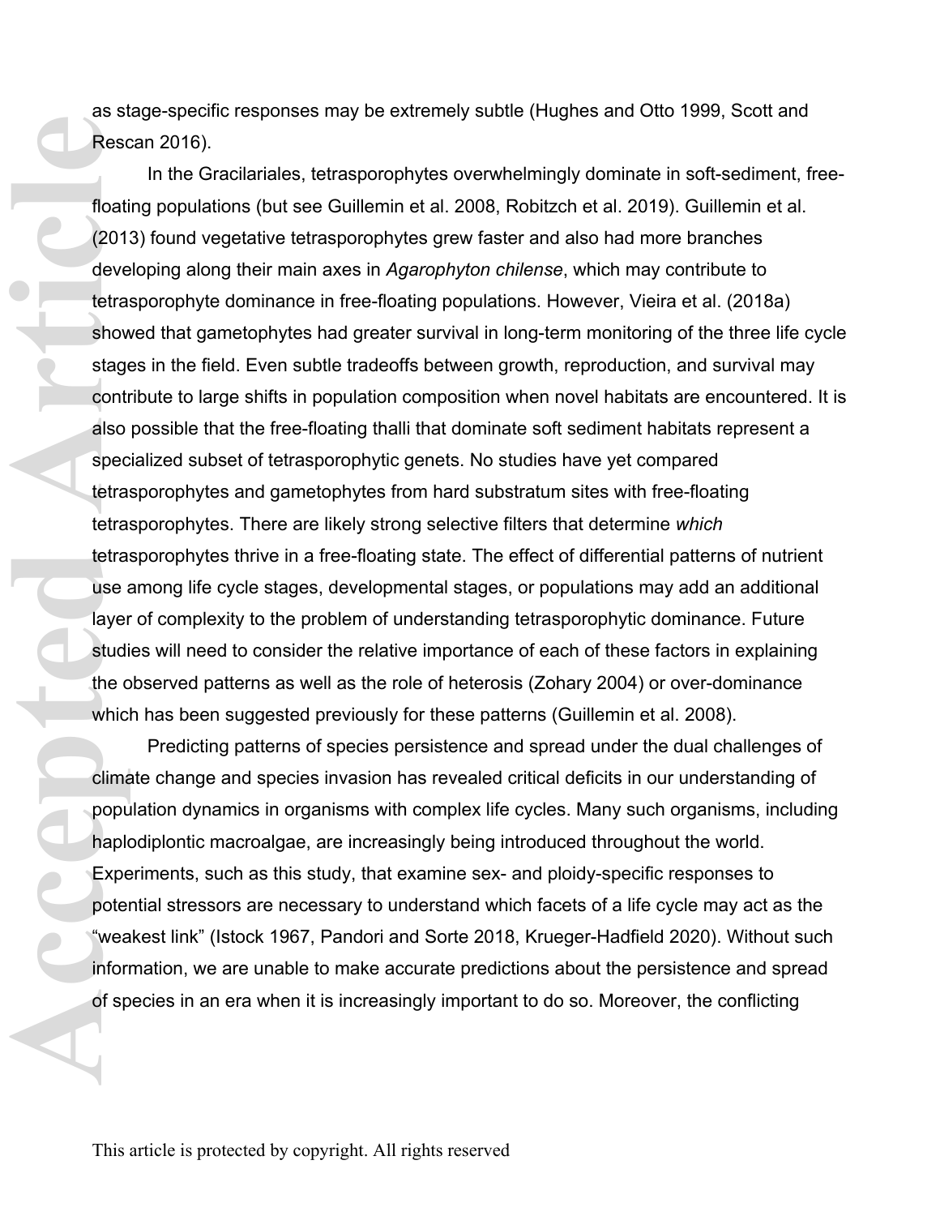as stage-specific responses may be extremely subtle (Hughes and Otto 1999, Scott and Rescan 2016).

In the Gracilariales, tetrasporophytes overwhelmingly dominate in soft-sediment, free-floating populations (but see Guillemin et al. 2008, Robitzch et al. 2019). Guillemin et al. (2013) found vegetative tetrasporophytes grew faster and also had more branches developing along their main axes in *Agarophyton chilense*, which may contribute to tetrasporophyte dominance in free-floating populations. However, Vieira et al. (2018a) showed that gametophytes had greater survival in long-term monitoring of the three life cycle stages in the field. Even subtle tradeoffs between growth, reproduction, and survival may contribute to large shifts in population composition when novel habitats are encountered. It is also possible that the free-floating thalli that dominate soft sediment habitats represent a specialized subset of tetrasporophytic genets. No studies have yet compared tetrasporophytes and gametophytes from hard substratum sites with free-floating tetrasporophytes. There are likely strong selective filters that determine *which* tetrasporophytes thrive in a free-floating state. The effect of differential patterns of nutrient use among life cycle stages, developmental stages, or populations may add an additional layer of complexity to the problem of understanding tetrasporophytic dominance. Future studies will need to consider the relative importance of each of these factors in explaining the observed patterns as well as the role of heterosis (Zohary 2004) or over-dominance which has been suggested previously for these patterns (Guillemin et al. 2008).

Predicting patterns of species persistence and spread under the dual challenges of climate change and species invasion has revealed critical deficits in our understanding of population dynamics in organisms with complex life cycles. Many such organisms, including haplodiplontic macroalgae, are increasingly being introduced throughout the world. Experiments, such as this study, that examine sex- and ploidy-specific responses to potential stressors are necessary to understand which facets of a life cycle may act as the "weakest link" (Istock 1967, Pandori and Sorte 2018, Krueger-Hadfield 2020). Without such information, we are unable to make accurate predictions about the persistence and spread of species in an era when it is increasingly important to do so. Moreover, the conflicting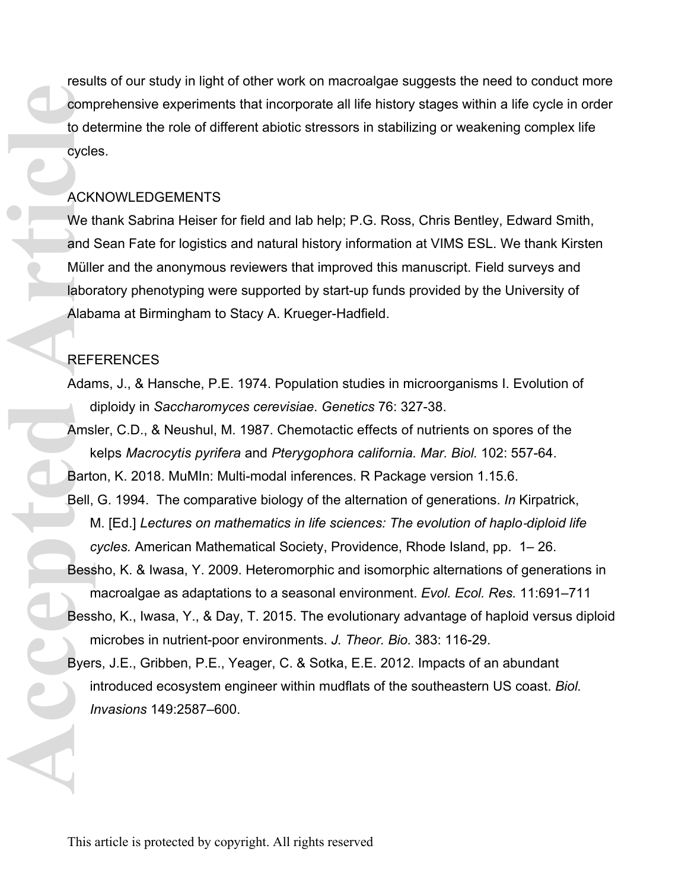results of our study in light of other work on macroalgae suggests the need to conduct more comprehensive experiments that incorporate all life history stages within a life cycle in order to determine the role of different abiotic stressors in stabilizing or weakening complex life cycles.

## ACKNOWLEDGEMENTS

We thank Sabrina Heiser for field and lab help; P.G. Ross, Chris Bentley, Edward Smith, and Sean Fate for logistics and natural history information at VIMS ESL. We thank Kirsten Müller and the anonymous reviewers that improved this manuscript. Field surveys and laboratory phenotyping were supported by start-up funds provided by the University of Alabama at Birmingham to Stacy A. Krueger-Hadfield.

## REFERENCES

Adams, J., & Hansche, P.E. 1974. Population studies in microorganisms I. Evolution of diploidy in *Saccharomyces cerevisiae*. *Genetics* 76: 327-38.

Amsler, C.D., & Neushul, M. 1987. Chemotactic effects of nutrients on spores of the kelps *Macrocytis pyrifera* and *Pterygophora california. Mar. Biol.* 102: 557-64.

Barton, K. 2018. MuMIn: Multi-modal inferences. R Package version 1.15.6.

Bell, G. 1994. The comparative biology of the alternation of generations. *In* Kirpatrick, M. [Ed.] *Lectures on mathematics in life sciences: The evolution of haplo-diploid life cycles.* American Mathematical Society, Providence, Rhode Island, pp. 1– 26.

Bessho, K. & Iwasa, Y. 2009. Heteromorphic and isomorphic alternations of generations in macroalgae as adaptations to a seasonal environment. *Evol. Ecol. Res.* 11:691–711

Bessho, K., Iwasa, Y., & Day, T. 2015. The evolutionary advantage of haploid versus diploid microbes in nutrient-poor environments. *J. Theor. Bio.* 383: 116-29.

Byers, J.E., Gribben, P.E., Yeager, C. & Sotka, E.E. 2012. Impacts of an abundant introduced ecosystem engineer within mudflats of the southeastern US coast. *Biol. Invasions* 149:2587–600.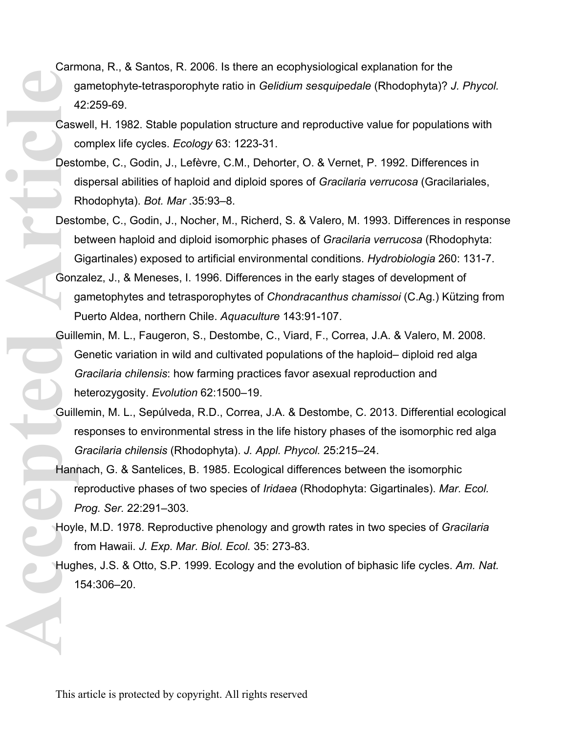Carmona, R., & Santos, R. 2006. Is there an ecophysiological explanation for the gametophyte-tetrasporophyte ratio in *Gelidium sesquipedale* (Rhodophyta)? *J. Phycol.* 42:259-69.

Caswell, H. 1982. Stable population structure and reproductive value for populations with complex life cycles. *Ecology* 63: 1223-31.

Destombe, C., Godin, J., Lefèvre, C.M., Dehorter, O. & Vernet, P. 1992. Differences in dispersal abilities of haploid and diploid spores of *Gracilaria verrucosa* (Gracilariales, Rhodophyta). *Bot. Mar* .35:93–8.

Destombe, C., Godin, J., Nocher, M., Richerd, S. & Valero, M. 1993. Differences in response between haploid and diploid isomorphic phases of *Gracilaria verrucosa* (Rhodophyta: Gigartinales) exposed to artificial environmental conditions. *Hydrobiologia* 260: 131-7.

Gonzalez, J., & Meneses, I. 1996. Differences in the early stages of development of gametophytes and tetrasporophytes of *Chondracanthus chamissoi* (C.Ag.) Kützing from Puerto Aldea, northern Chile. *Aquaculture* 143:91-107.

Guillemin, M. L., Faugeron, S., Destombe, C., Viard, F., Correa, J.A. & Valero, M. 2008. Genetic variation in wild and cultivated populations of the haploid– diploid red alga *Gracilaria chilensis*: how farming practices favor asexual reproduction and heterozygosity. *Evolution* 62:1500–19.

Guillemin, M. L., Sepúlveda, R.D., Correa, J.A. & Destombe, C. 2013. Differential ecological responses to environmental stress in the life history phases of the isomorphic red alga *Gracilaria chilensis* (Rhodophyta). *J. Appl. Phycol.* 25:215–24.

Hannach, G. & Santelices, B. 1985. Ecological differences between the isomorphic reproductive phases of two species of *Iridaea* (Rhodophyta: Gigartinales). *Mar. Ecol. Prog. Ser.* 22:291–303.

Hoyle, M.D. 1978. Reproductive phenology and growth rates in two species of *Gracilaria* from Hawaii. *J. Exp. Mar. Biol. Ecol.* 35: 273-83.

Hughes, J.S. & Otto, S.P. 1999. Ecology and the evolution of biphasic life cycles. *Am. Nat.* 154:306–20.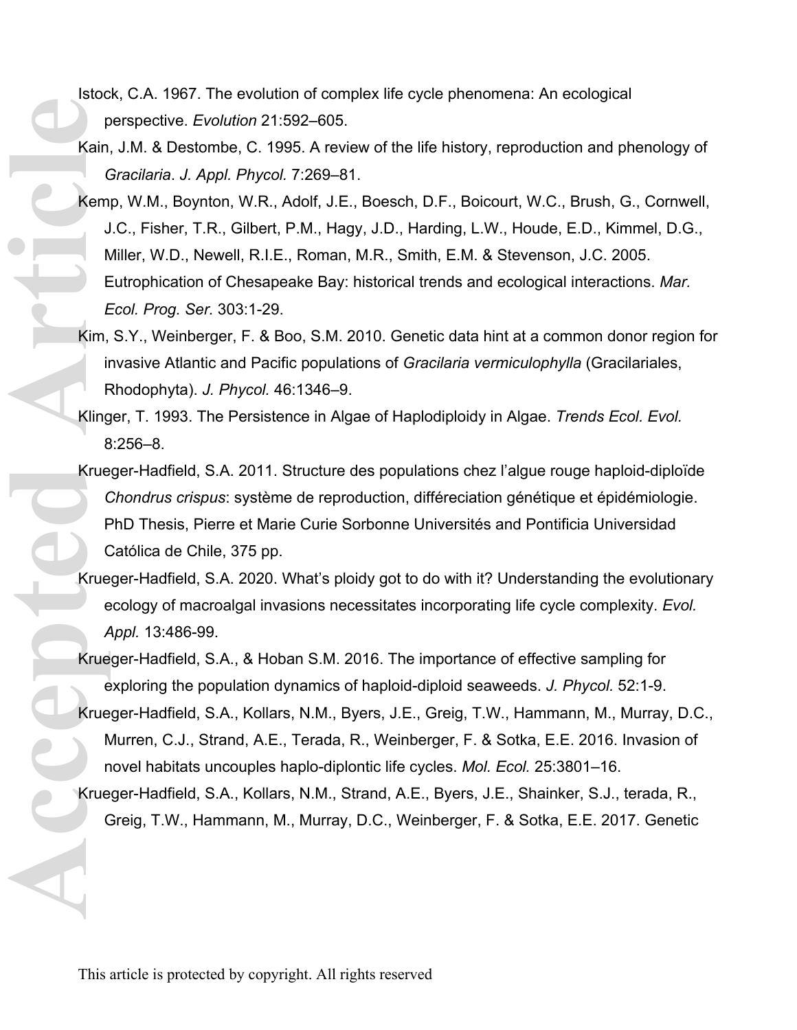Istock, C.A. 1967. The evolution of complex life cycle phenomena: An ecological perspective. *Evolution* 21:592–605.

Kain, J.M. & Destombe, C. 1995. A review of the life history, reproduction and phenology of *Gracilaria*. *J. Appl. Phycol.* 7:269–81.

Kemp, W.M., Boynton, W.R., Adolf, J.E., Boesch, D.F., Boicourt, W.C., Brush, G., Cornwell, J.C., Fisher, T.R., Gilbert, P.M., Hagy, J.D., Harding, L.W., Houde, E.D., Kimmel, D.G., Miller, W.D., Newell, R.I.E., Roman, M.R., Smith, E.M. & Stevenson, J.C. 2005. Eutrophication of Chesapeake Bay: historical trends and ecological interactions. *Mar. Ecol. Prog. Ser.* 303:1-29.

Kim, S.Y., Weinberger, F. & Boo, S.M. 2010. Genetic data hint at a common donor region for invasive Atlantic and Pacific populations of *Gracilaria vermiculophylla* (Gracilariales, Rhodophyta). *J. Phycol.* 46:1346–9.

Klinger, T. 1993. The Persistence in Algae of Haplodiploidy in Algae. *Trends Ecol. Evol.* 8:256–8.

Krueger-Hadfield, S.A. 2011. Structure des populations chez l'algue rouge haploid-diploïde *Chondrus crispus*: système de reproduction, différeciation génétique et épidémiologie. PhD Thesis, Pierre et Marie Curie Sorbonne Universités and Pontificia Universidad Católica de Chile, 375 pp.

Krueger-Hadfield, S.A. 2020. What's ploidy got to do with it? Understanding the evolutionary ecology of macroalgal invasions necessitates incorporating life cycle complexity. *Evol. Appl.* 13:486-99.

Krueger-Hadfield, S.A., & Hoban S.M. 2016. The importance of effective sampling for exploring the population dynamics of haploid-diploid seaweeds. *J. Phycol.* 52:1-9.

Krueger-Hadfield, S.A., Kollars, N.M., Byers, J.E., Greig, T.W., Hammann, M., Murray, D.C., Murren, C.J., Strand, A.E., Terada, R., Weinberger, F. & Sotka, E.E. 2016. Invasion of novel habitats uncouples haplo-diplontic life cycles. *Mol. Ecol.* 25:3801–16.

Krueger-Hadfield, S.A., Kollars, N.M., Strand, A.E., Byers, J.E., Shainker, S.J., terada, R., Greig, T.W., Hammann, M., Murray, D.C., Weinberger, F. & Sotka, E.E. 2017. Genetic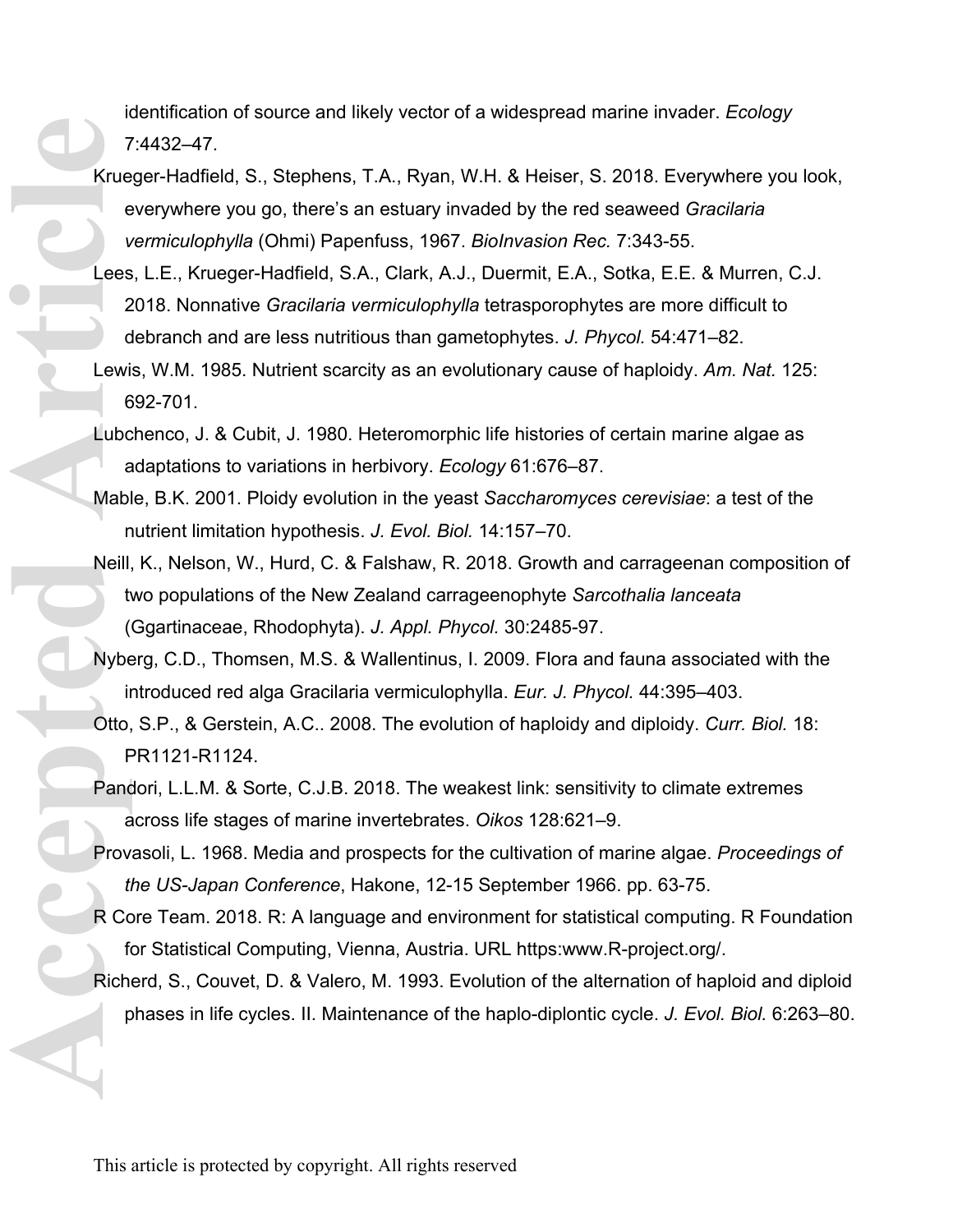identification of source and likely vector of a widespread marine invader. *Ecology* 7:4432–47.

Krueger-Hadfield, S., Stephens, T.A., Ryan, W.H. & Heiser, S. 2018. Everywhere you look, everywhere you go, there's an estuary invaded by the red seaweed *Gracilaria vermiculophylla* (Ohmi) Papenfuss, 1967. *BioInvasion Rec.* 7:343-55.

Lees, L.E., Krueger-Hadfield, S.A., Clark, A.J., Duermit, E.A., Sotka, E.E. & Murren, C.J. 2018. Nonnative *Gracilaria vermiculophylla* tetrasporophytes are more difficult to debranch and are less nutritious than gametophytes. *J. Phycol.* 54:471–82.

Lewis, W.M. 1985. Nutrient scarcity as an evolutionary cause of haploidy. *Am. Nat.* 125: 692-701.

Lubchenco, J. & Cubit, J. 1980. Heteromorphic life histories of certain marine algae as adaptations to variations in herbivory. *Ecology* 61:676–87.

Mable, B.K. 2001. Ploidy evolution in the yeast *Saccharomyces cerevisiae*: a test of the nutrient limitation hypothesis. *J. Evol. Biol.* 14:157–70.

Neill, K., Nelson, W., Hurd, C. & Falshaw, R. 2018. Growth and carrageenan composition of two populations of the New Zealand carrageenophyte *Sarcothalia lanceata* (Ggartinaceae, Rhodophyta). *J. Appl. Phycol.* 30:2485-97.

Nyberg, C.D., Thomsen, M.S. & Wallentinus, I. 2009. Flora and fauna associated with the introduced red alga Gracilaria vermiculophylla. *Eur. J. Phycol.* 44:395–403.

Otto, S.P., & Gerstein, A.C.. 2008. The evolution of haploidy and diploidy. *Curr. Biol.* 18: PR1121-R1124.

Pandori, L.L.M. & Sorte, C.J.B. 2018. The weakest link: sensitivity to climate extremes across life stages of marine invertebrates. *Oikos* 128:621–9.

Provasoli, L. 1968. Media and prospects for the cultivation of marine algae. *Proceedings of the US-Japan Conference*, Hakone, 12-15 September 1966. pp. 63-75.

R Core Team. 2018. R: A language and environment for statistical computing. R Foundation for Statistical Computing, Vienna, Austria. URL https:www.R-project.org/.

Richerd, S., Couvet, D. & Valero, M. 1993. Evolution of the alternation of haploid and diploid phases in life cycles. II. Maintenance of the haplo-diplontic cycle. *J. Evol. Biol.* 6:263–80.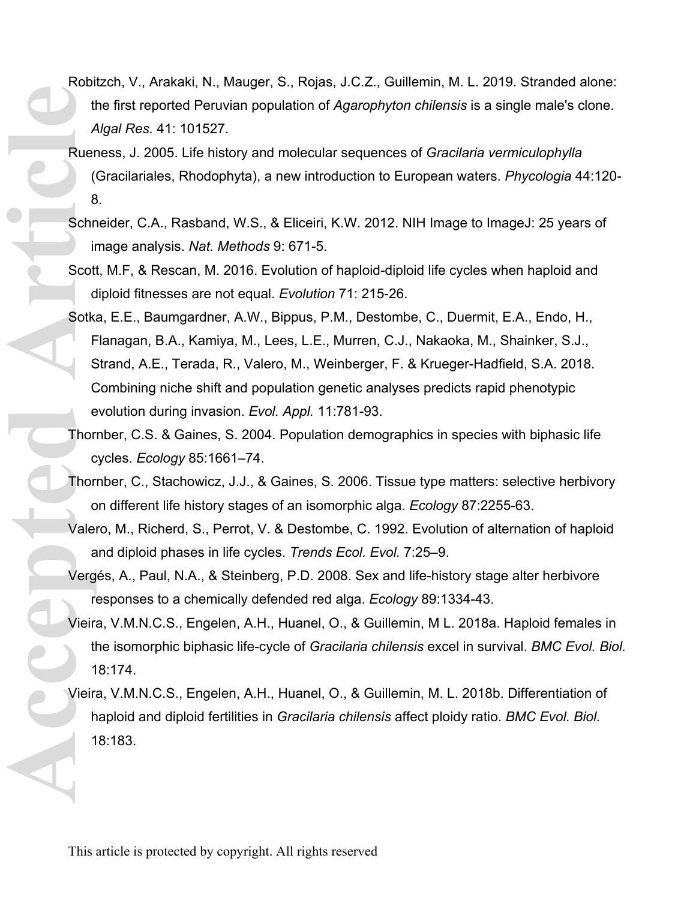Robitzch, V., Arakaki, N., Mauger, S., Rojas, J.C.Z., Guillemin, M. L. 2019. Stranded alone: the first reported Peruvian population of *Agarophyton chilensis* is a single male's clone. *Algal Res.* 41: 101527.

Rueness, J. 2005. Life history and molecular sequences of *Gracilaria vermiculophylla* (Gracilariales, Rhodophyta), a new introduction to European waters. *Phycologia* 44:120-8.

Schneider, C.A., Rasband, W.S., & Eliceiri, K.W. 2012. NIH Image to ImageJ: 25 years of image analysis. *Nat. Methods* 9: 671-5.

Scott, M.F, & Rescan, M. 2016. Evolution of haploid-diploid life cycles when haploid and diploid fitnesses are not equal. *Evolution* 71: 215-26.

Sotka, E.E., Baumgardner, A.W., Bippus, P.M., Destombe, C., Duermit, E.A., Endo, H., Flanagan, B.A., Kamiya, M., Lees, L.E., Murren, C.J., Nakaoka, M., Shainker, S.J., Strand, A.E., Terada, R., Valero, M., Weinberger, F. & Krueger-Hadfield, S.A. 2018. Combining niche shift and population genetic analyses predicts rapid phenotypic evolution during invasion. *Evol. Appl.* 11:781-93.

Thornber, C.S. & Gaines, S. 2004. Population demographics in species with biphasic life cycles. *Ecology* 85:1661–74.

Thornber, C., Stachowicz, J.J., & Gaines, S. 2006. Tissue type matters: selective herbivory on different life history stages of an isomorphic alga. *Ecology* 87:2255-63.

Valero, M., Richerd, S., Perrot, V. & Destombe, C. 1992. Evolution of alternation of haploid and diploid phases in life cycles. *Trends Ecol. Evol.* 7:25–9.

Vergés, A., Paul, N.A., & Steinberg, P.D. 2008. Sex and life-history stage alter herbivore responses to a chemically defended red alga. *Ecology* 89:1334-43.

Vieira, V.M.N.C.S., Engelen, A.H., Huanel, O., & Guillemin, M L. 2018a. Haploid females in the isomorphic biphasic life-cycle of *Gracilaria chilensis* excel in survival. *BMC Evol. Biol.* 18:174.

Vieira, V.M.N.C.S., Engelen, A.H., Huanel, O., & Guillemin, M. L. 2018b. Differentiation of haploid and diploid fertilities in *Gracilaria chilensis* affect ploidy ratio. *BMC Evol. Biol.* 18:183.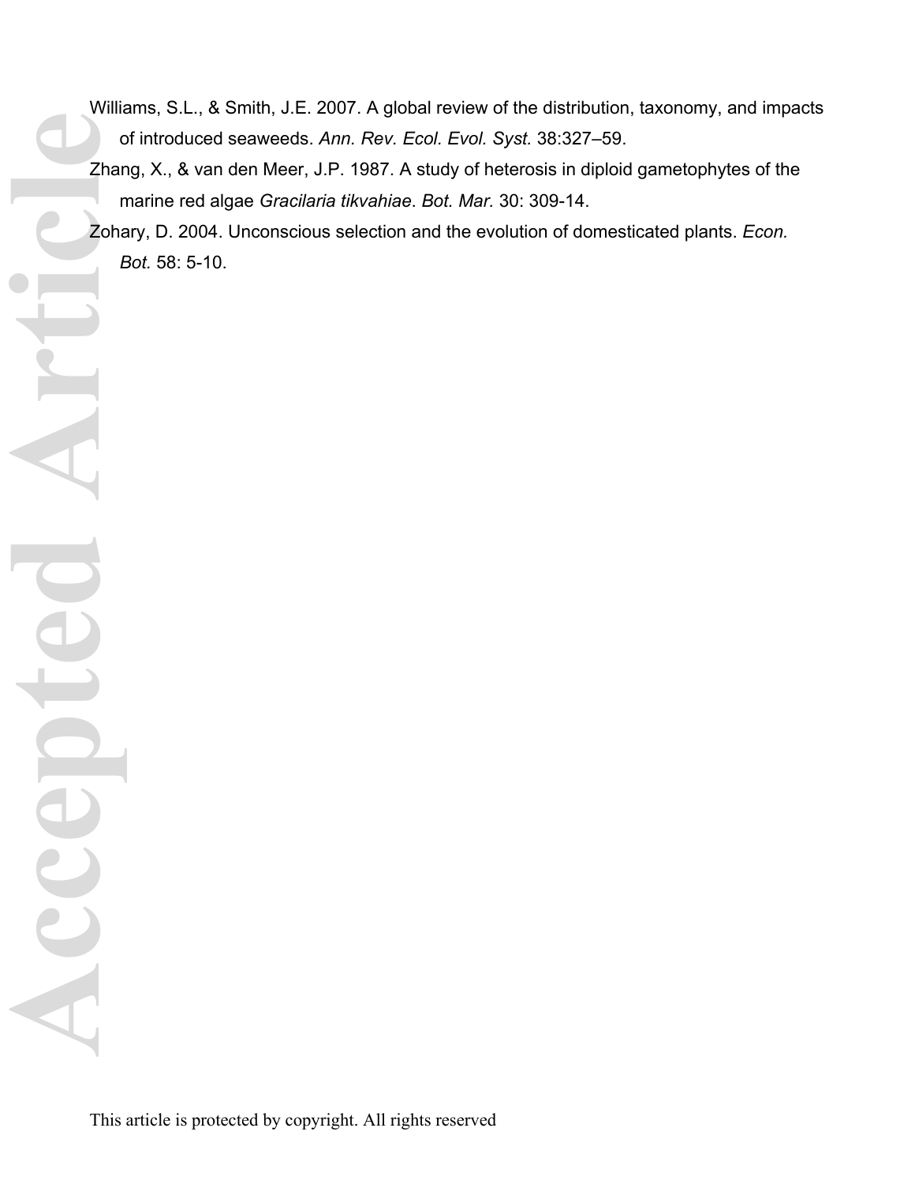Williams, S.L., & Smith, J.E. 2007. A global review of the distribution, taxonomy, and impacts of introduced seaweeds. *Ann. Rev. Ecol. Evol. Syst.* 38:327–59.

Zhang, X., & van den Meer, J.P. 1987. A study of heterosis in diploid gametophytes of the marine red algae *Gracilaria tikvahiae*. *Bot. Mar.* 30: 309-14.

Zohary, D. 2004. Unconscious selection and the evolution of domesticated plants. *Econ. Bot.* 58: 5-10.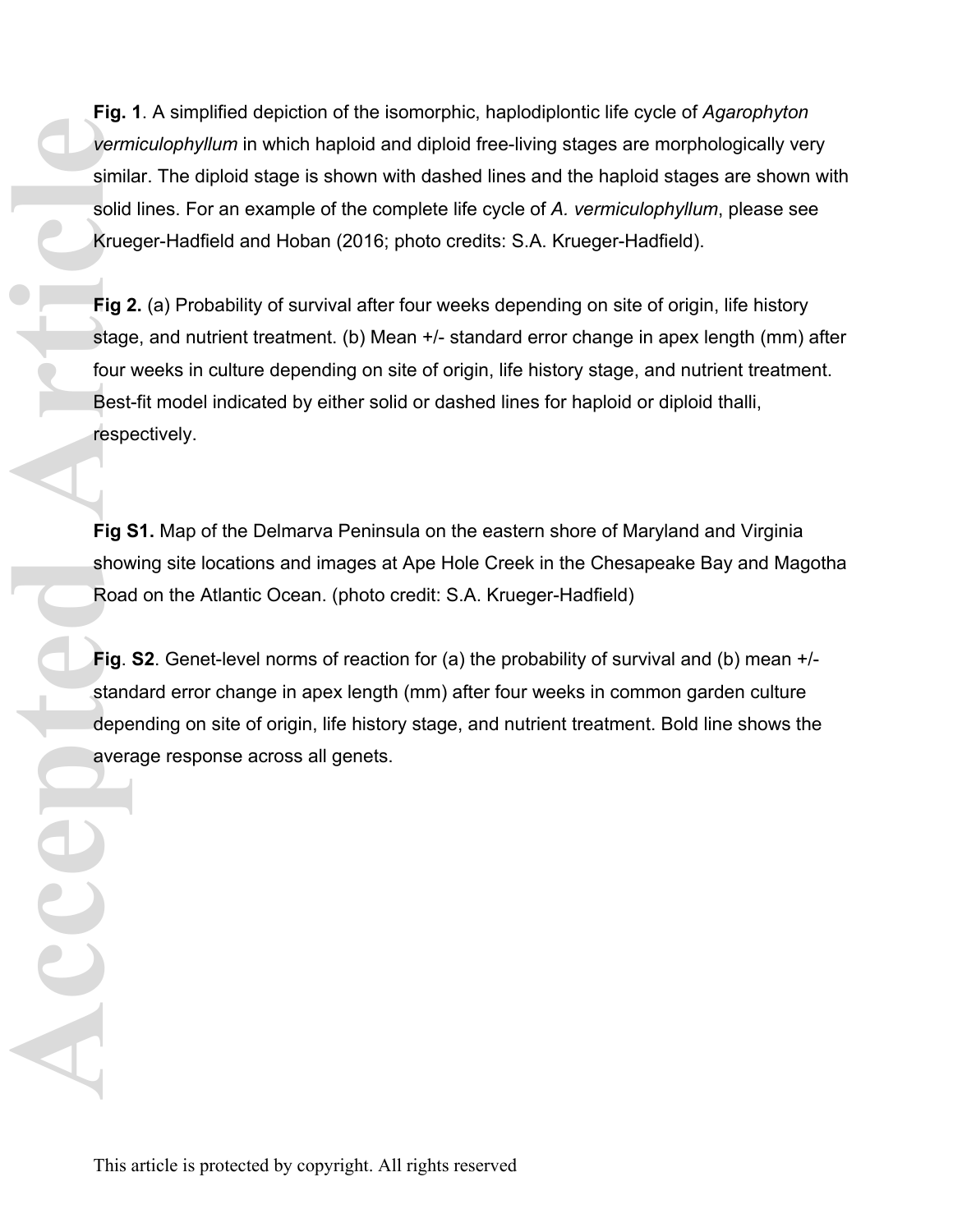**Fig. 1**. A simplified depiction of the isomorphic, haplodiplontic life cycle of *Agarophyton vermiculophyllum* in which haploid and diploid free-living stages are morphologically very similar. The diploid stage is shown with dashed lines and the haploid stages are shown with solid lines. For an example of the complete life cycle of *A. vermiculophyllum*, please see Krueger-Hadfield and Hoban (2016; photo credits: S.A. Krueger-Hadfield).

**Fig 2.** (a) Probability of survival after four weeks depending on site of origin, life history stage, and nutrient treatment. (b) Mean +/- standard error change in apex length (mm) after four weeks in culture depending on site of origin, life history stage, and nutrient treatment. Best-fit model indicated by either solid or dashed lines for haploid or diploid thalli, respectively.

**Fig S1.** Map of the Delmarva Peninsula on the eastern shore of Maryland and Virginia showing site locations and images at Ape Hole Creek in the Chesapeake Bay and Magotha Road on the Atlantic Ocean. (photo credit: S.A. Krueger-Hadfield)

**Fig**. **S2**. Genet-level norms of reaction for (a) the probability of survival and (b) mean +/- standard error change in apex length (mm) after four weeks in common garden culture depending on site of origin, life history stage, and nutrient treatment. Bold line shows the average response across all genets.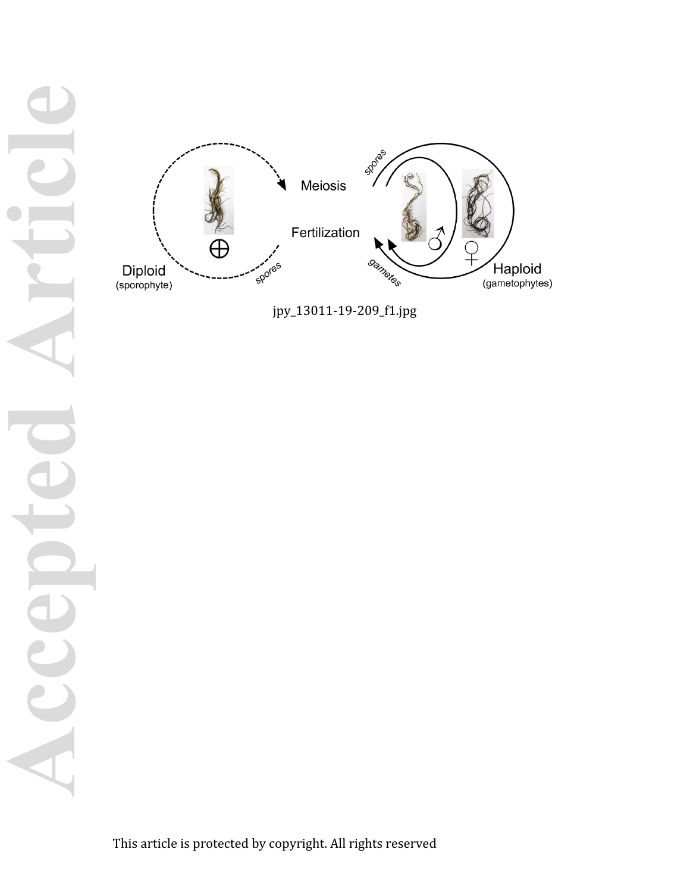jpy_13011-19-209_f1.jpg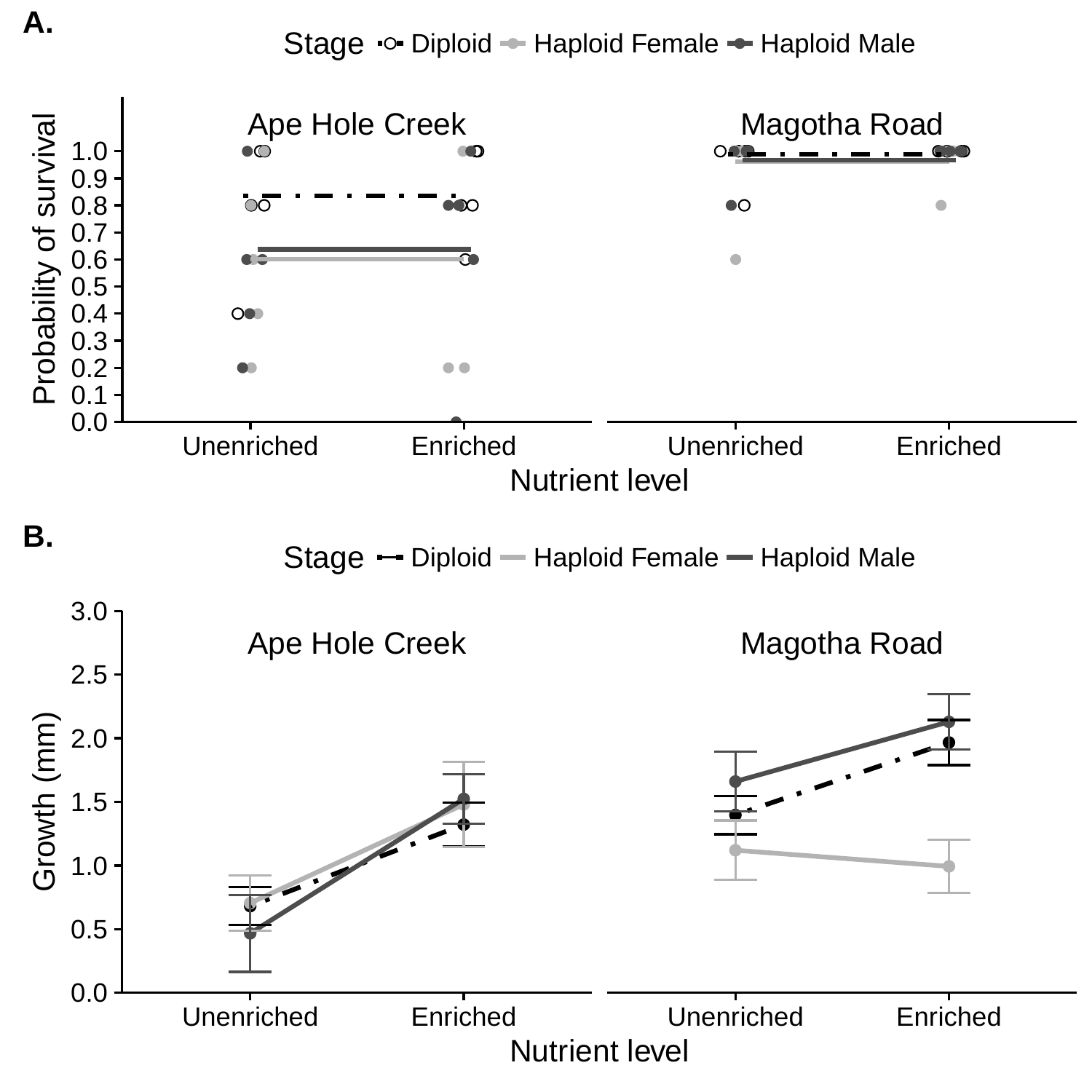A.

Stage Diploid Haploid Female Haploid Male

Ape Hole Creek

Magotha Road

Probability of survival

1.0
0.9
0.8
0.7
0.6
0.5
0.4
0.3
0.2
0.1
0.0

Unenriched Enriched

Unenriched Enriched

Nutrient level

B.

Stage Diploid Haploid Female Haploid Male

Ape Hole Creek

Magotha Road

Growth (mm)

3.0
2.5
2.0
1.5
1.0
0.5
0.0

Unenriched Enriched

Unenriched Enriched

Nutrient level